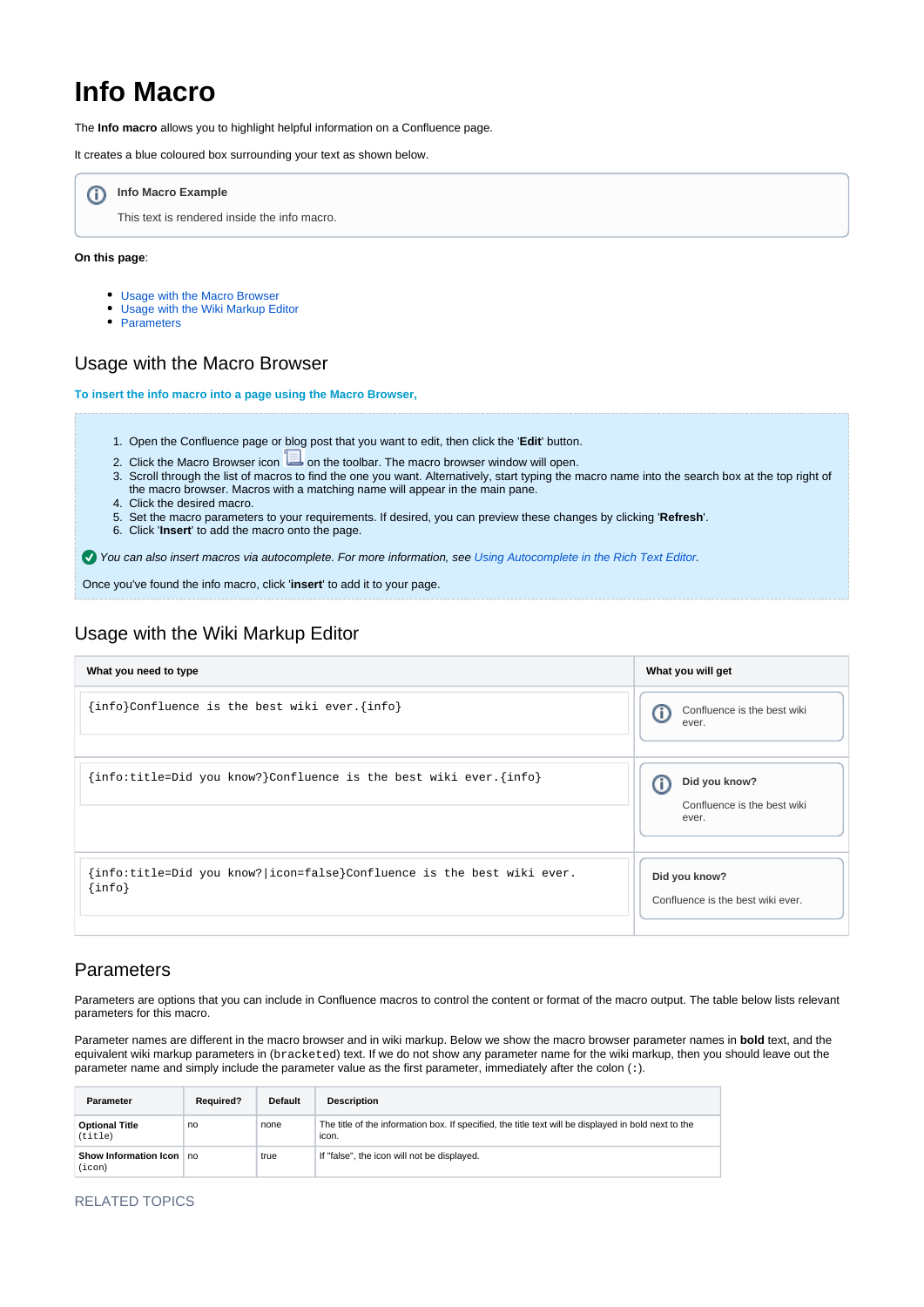# Info Macro

The **Info macro** allows you to highlight helpful information on a Confluence page.

It creates a blue coloured box surrounding your text as shown below.

> **Info Macro Example**
>
> This text is rendered inside the info macro.

**On this page**:

- Usage with the Macro Browser
- Usage with the Wiki Markup Editor
- Parameters

## Usage with the Macro Browser

**To insert the info macro into a page using the Macro Browser,**

1. Open the Confluence page or blog post that you want to edit, then click the '**Edit**' button.
2. Click the Macro Browser icon on the toolbar. The macro browser window will open.
3. Scroll through the list of macros to find the one you want. Alternatively, start typing the macro name into the search box at the top right of the macro browser. Macros with a matching name will appear in the main pane.
4. Click the desired macro.
5. Set the macro parameters to your requirements. If desired, you can preview these changes by clicking '**Refresh**'.
6. Click '**Insert**' to add the macro onto the page.

*You can also insert macros via autocomplete. For more information, see Using Autocomplete in the Rich Text Editor.*

Once you've found the info macro, click '**insert**' to add it to your page.

## Usage with the Wiki Markup Editor

| What you need to type | What you will get |
|---|---|
| `{info}Confluence is the best wiki ever.{info}` | Confluence is the best wiki ever. |
| `{info:title=Did you know?}Confluence is the best wiki ever.{info}` | **Did you know?** Confluence is the best wiki ever. |
| `{info:title=Did you know?\|icon=false}Confluence is the best wiki ever.{info}` | **Did you know?** Confluence is the best wiki ever. |

## Parameters

Parameters are options that you can include in Confluence macros to control the content or format of the macro output. The table below lists relevant parameters for this macro.

Parameter names are different in the macro browser and in wiki markup. Below we show the macro browser parameter names in **bold** text, and the equivalent wiki markup parameters in (`bracketed`) text. If we do not show any parameter name for the wiki markup, then you should leave out the parameter name and simply include the parameter value as the first parameter, immediately after the colon (`:`).

| Parameter | Required? | Default | Description |
|---|---|---|---|
| **Optional Title** (`title`) | no | none | The title of the information box. If specified, the title text will be displayed in bold next to the icon. |
| **Show Information Icon** (`icon`) | no | true | If "false", the icon will not be displayed. |

RELATED TOPICS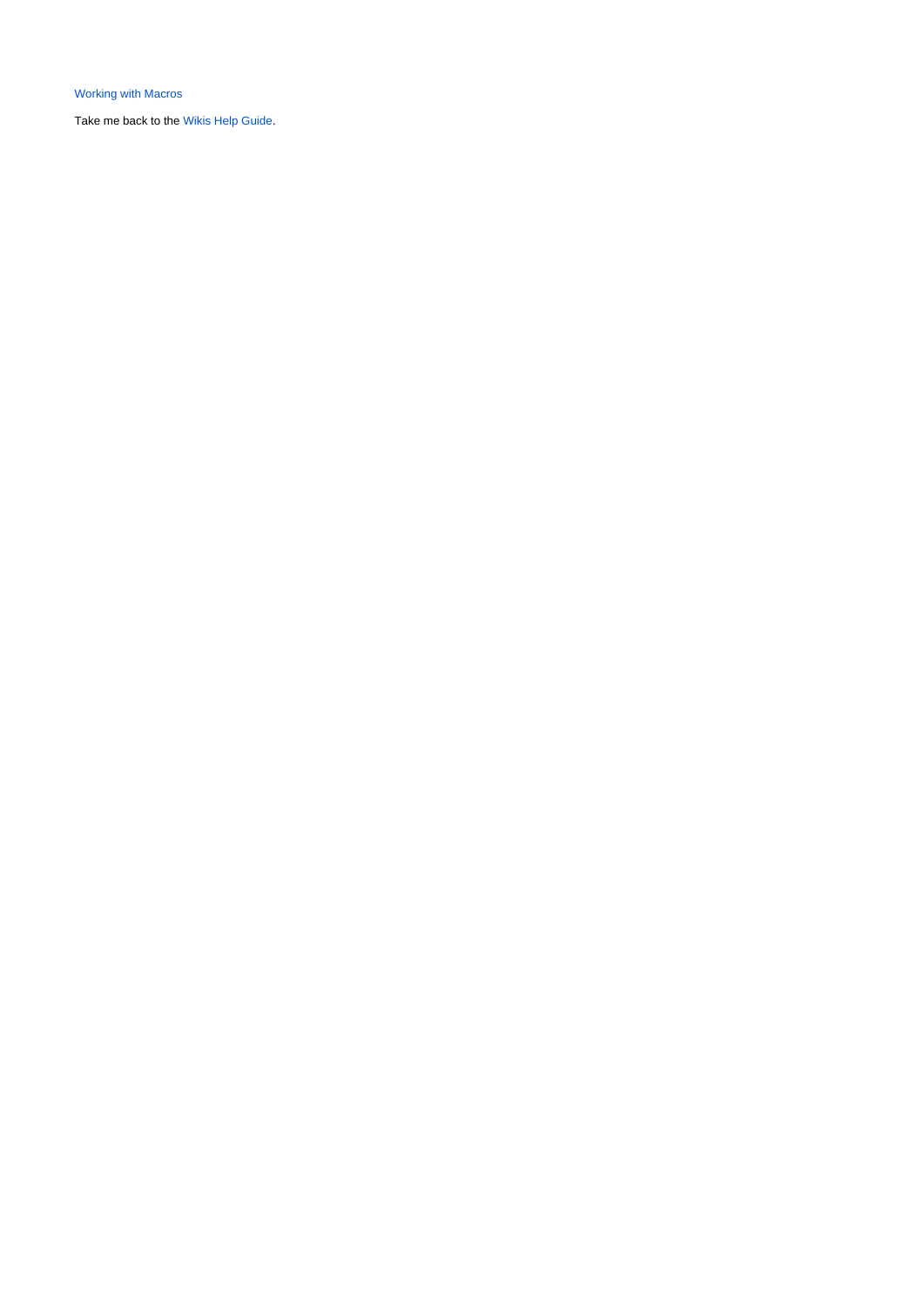Working with Macros

Take me back to the Wikis Help Guide.